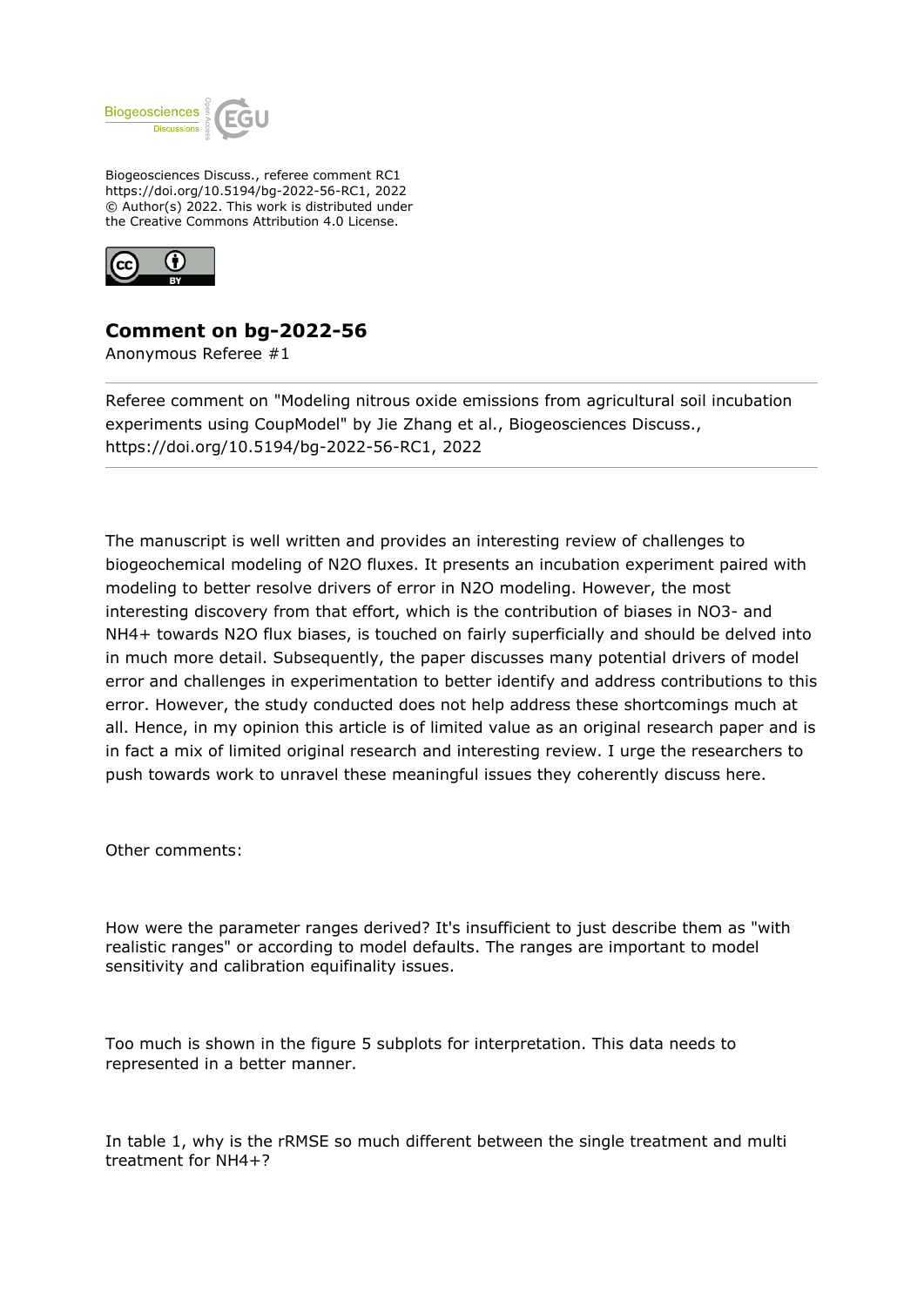Biogeosciences Discuss., referee comment RC1
https://doi.org/10.5194/bg-2022-56-RC1, 2022
© Author(s) 2022. This work is distributed under
the Creative Commons Attribution 4.0 License.

## Comment on bg-2022-56

Anonymous Referee #1

---

Referee comment on "Modeling nitrous oxide emissions from agricultural soil incubation experiments using CoupModel" by Jie Zhang et al., Biogeosciences Discuss., https://doi.org/10.5194/bg-2022-56-RC1, 2022

---

The manuscript is well written and provides an interesting review of challenges to biogeochemical modeling of $N_2O$ fluxes. It presents an incubation experiment paired with modeling to better resolve drivers of error in $N_2O$ modeling. However, the most interesting discovery from that effort, which is the contribution of biases in $NO_3^-$ and $NH_4^+$ towards $N_2O$ flux biases, is touched on fairly superficially and should be delved into in much more detail. Subsequently, the paper discusses many potential drivers of model error and challenges in experimentation to better identify and address contributions to this error. However, the study conducted does not help address these shortcomings much at all. Hence, in my opinion this article is of limited value as an original research paper and is in fact a mix of limited original research and interesting review. I urge the researchers to push towards work to unravel these meaningful issues they coherently discuss here.

Other comments:

How were the parameter ranges derived? It's insufficient to just describe them as "with realistic ranges" or according to model defaults. The ranges are important to model sensitivity and calibration equifinality issues.

Too much is shown in the figure 5 subplots for interpretation. This data needs to represented in a better manner.

In table 1, why is the rRMSE so much different between the single treatment and multi treatment for $NH_4^+$?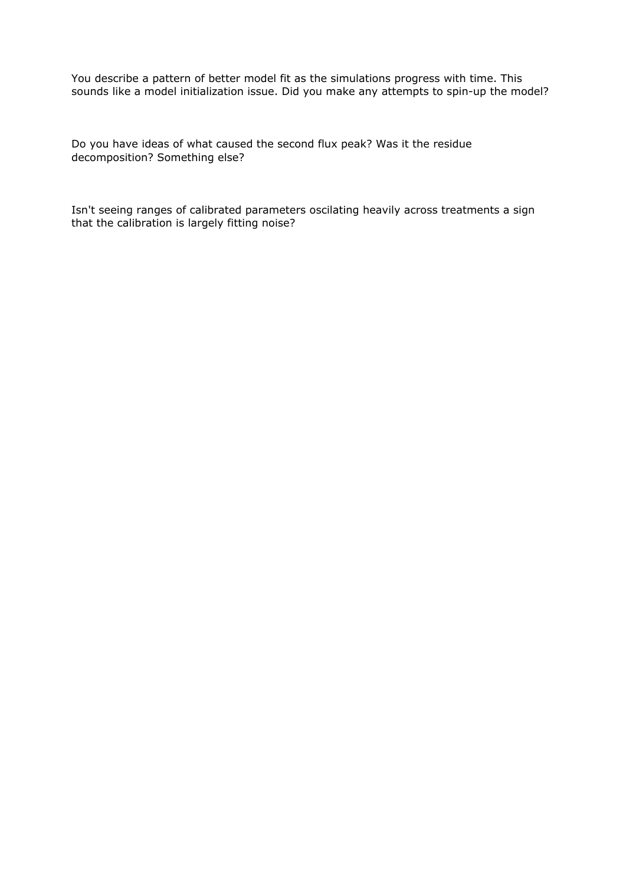You describe a pattern of better model fit as the simulations progress with time. This sounds like a model initialization issue. Did you make any attempts to spin-up the model?

Do you have ideas of what caused the second flux peak? Was it the residue decomposition? Something else?

Isn't seeing ranges of calibrated parameters oscilating heavily across treatments a sign that the calibration is largely fitting noise?